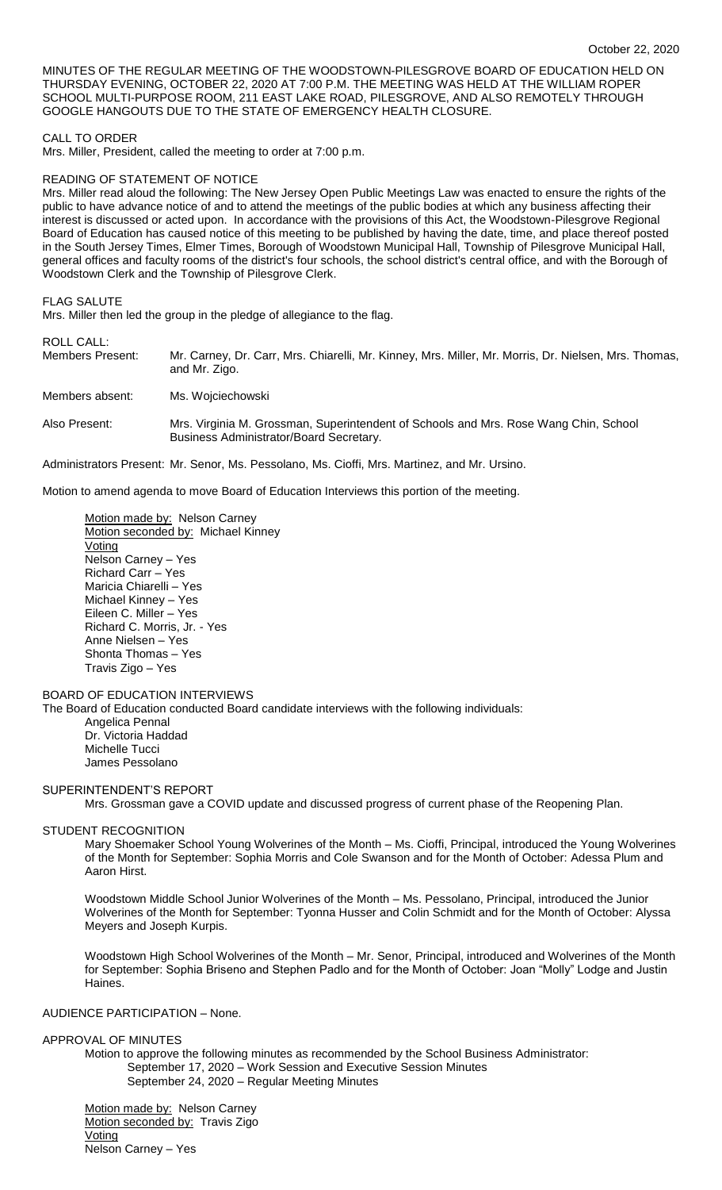October 22, 2020

MINUTES OF THE REGULAR MEETING OF THE WOODSTOWN-PILESGROVE BOARD OF EDUCATION HELD ON THURSDAY EVENING, OCTOBER 22, 2020 AT 7:00 P.M. THE MEETING WAS HELD AT THE WILLIAM ROPER SCHOOL MULTI-PURPOSE ROOM, 211 EAST LAKE ROAD, PILESGROVE, AND ALSO REMOTELY THROUGH GOOGLE HANGOUTS DUE TO THE STATE OF EMERGENCY HEALTH CLOSURE.

CALL TO ORDER

Mrs. Miller, President, called the meeting to order at 7:00 p.m.

READING OF STATEMENT OF NOTICE

Mrs. Miller read aloud the following: The New Jersey Open Public Meetings Law was enacted to ensure the rights of the public to have advance notice of and to attend the meetings of the public bodies at which any business affecting their interest is discussed or acted upon. In accordance with the provisions of this Act, the Woodstown-Pilesgrove Regional Board of Education has caused notice of this meeting to be published by having the date, time, and place thereof posted in the South Jersey Times, Elmer Times, Borough of Woodstown Municipal Hall, Township of Pilesgrove Municipal Hall, general offices and faculty rooms of the district's four schools, the school district's central office, and with the Borough of Woodstown Clerk and the Township of Pilesgrove Clerk.

FLAG SALUTE

Mrs. Miller then led the group in the pledge of allegiance to the flag.

ROLL CALL:

Members Present: Mr. Carney, Dr. Carr, Mrs. Chiarelli, Mr. Kinney, Mrs. Miller, Mr. Morris, Dr. Nielsen, Mrs. Thomas, and Mr. Zigo.

Members absent: Ms. Wojciechowski

Also Present: Mrs. Virginia M. Grossman, Superintendent of Schools and Mrs. Rose Wang Chin, School Business Administrator/Board Secretary.

Administrators Present: Mr. Senor, Ms. Pessolano, Ms. Cioffi, Mrs. Martinez, and Mr. Ursino.

Motion to amend agenda to move Board of Education Interviews this portion of the meeting.

Motion made by: Nelson Carney
Motion seconded by: Michael Kinney
Voting
Nelson Carney – Yes
Richard Carr – Yes
Maricia Chiarelli – Yes
Michael Kinney – Yes
Eileen C. Miller – Yes
Richard C. Morris, Jr. - Yes
Anne Nielsen – Yes
Shonta Thomas – Yes
Travis Zigo – Yes

BOARD OF EDUCATION INTERVIEWS

The Board of Education conducted Board candidate interviews with the following individuals:

Angelica Pennal
Dr. Victoria Haddad
Michelle Tucci
James Pessolano

SUPERINTENDENT'S REPORT

Mrs. Grossman gave a COVID update and discussed progress of current phase of the Reopening Plan.

STUDENT RECOGNITION

Mary Shoemaker School Young Wolverines of the Month – Ms. Cioffi, Principal, introduced the Young Wolverines of the Month for September: Sophia Morris and Cole Swanson and for the Month of October: Adessa Plum and Aaron Hirst.

Woodstown Middle School Junior Wolverines of the Month – Ms. Pessolano, Principal, introduced the Junior Wolverines of the Month for September: Tyonna Husser and Colin Schmidt and for the Month of October: Alyssa Meyers and Joseph Kurpis.

Woodstown High School Wolverines of the Month – Mr. Senor, Principal, introduced and Wolverines of the Month for September: Sophia Briseno and Stephen Padlo and for the Month of October: Joan "Molly" Lodge and Justin Haines.

AUDIENCE PARTICIPATION – None.

APPROVAL OF MINUTES

Motion to approve the following minutes as recommended by the School Business Administrator:
September 17, 2020 – Work Session and Executive Session Minutes
September 24, 2020 – Regular Meeting Minutes

Motion made by: Nelson Carney
Motion seconded by: Travis Zigo
Voting
Nelson Carney – Yes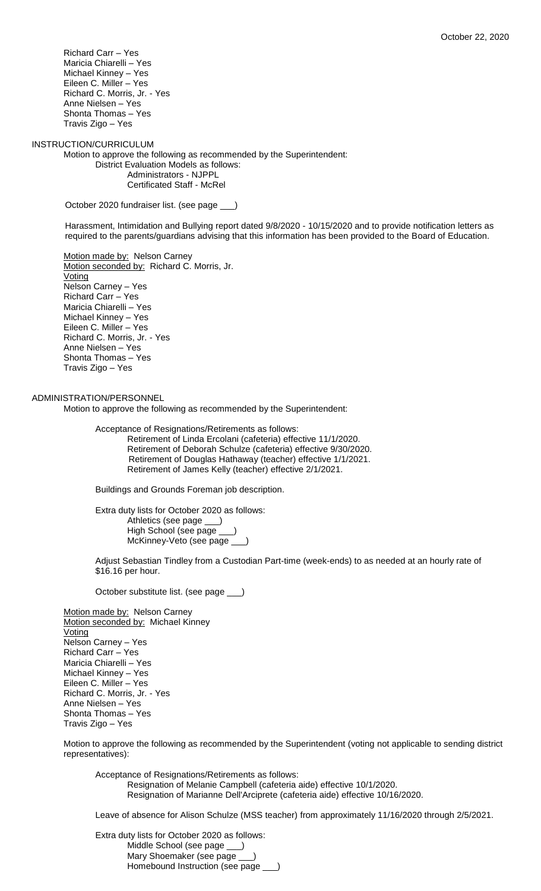Richard Carr – Yes
Maricia Chiarelli – Yes
Michael Kinney – Yes
Eileen C. Miller – Yes
Richard C. Morris, Jr. - Yes
Anne Nielsen – Yes
Shonta Thomas – Yes
Travis Zigo – Yes

INSTRUCTION/CURRICULUM

Motion to approve the following as recommended by the Superintendent:

District Evaluation Models as follows:
Administrators - NJPPL
Certificated Staff - McRel

October 2020 fundraiser list. (see page ___)

Harassment, Intimidation and Bullying report dated 9/8/2020 - 10/15/2020 and to provide notification letters as required to the parents/guardians advising that this information has been provided to the Board of Education.

Motion made by: Nelson Carney
Motion seconded by: Richard C. Morris, Jr.
Voting
Nelson Carney – Yes
Richard Carr – Yes
Maricia Chiarelli – Yes
Michael Kinney – Yes
Eileen C. Miller – Yes
Richard C. Morris, Jr. - Yes
Anne Nielsen – Yes
Shonta Thomas – Yes
Travis Zigo – Yes

ADMINISTRATION/PERSONNEL

Motion to approve the following as recommended by the Superintendent:

Acceptance of Resignations/Retirements as follows:
Retirement of Linda Ercolani (cafeteria) effective 11/1/2020.
Retirement of Deborah Schulze (cafeteria) effective 9/30/2020.
Retirement of Douglas Hathaway (teacher) effective 1/1/2021.
Retirement of James Kelly (teacher) effective 2/1/2021.

Buildings and Grounds Foreman job description.

Extra duty lists for October 2020 as follows:
Athletics (see page ___)
High School (see page ___)
McKinney-Veto (see page ___)

Adjust Sebastian Tindley from a Custodian Part-time (week-ends) to as needed at an hourly rate of $16.16 per hour.

October substitute list. (see page ___)

Motion made by: Nelson Carney
Motion seconded by: Michael Kinney
Voting
Nelson Carney – Yes
Richard Carr – Yes
Maricia Chiarelli – Yes
Michael Kinney – Yes
Eileen C. Miller – Yes
Richard C. Morris, Jr. - Yes
Anne Nielsen – Yes
Shonta Thomas – Yes
Travis Zigo – Yes

Motion to approve the following as recommended by the Superintendent (voting not applicable to sending district representatives):

Acceptance of Resignations/Retirements as follows:
Resignation of Melanie Campbell (cafeteria aide) effective 10/1/2020.
Resignation of Marianne Dell'Arciprete (cafeteria aide) effective 10/16/2020.

Leave of absence for Alison Schulze (MSS teacher) from approximately 11/16/2020 through 2/5/2021.

Extra duty lists for October 2020 as follows:
Middle School (see page ___)
Mary Shoemaker (see page ___)
Homebound Instruction (see page ___)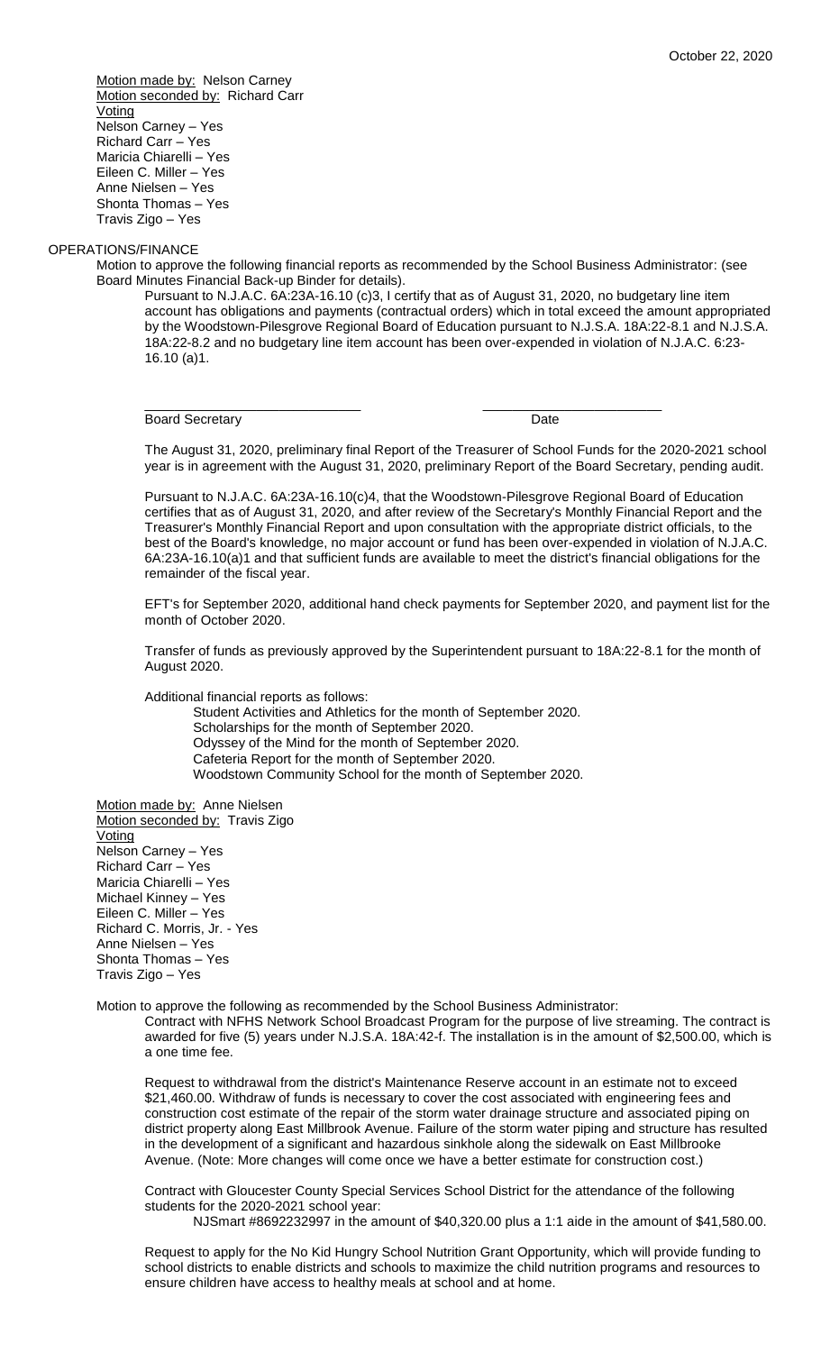Motion made by: Nelson Carney
Motion seconded by: Richard Carr
Voting
Nelson Carney – Yes
Richard Carr – Yes
Maricia Chiarelli – Yes
Eileen C. Miller – Yes
Anne Nielsen – Yes
Shonta Thomas – Yes
Travis Zigo – Yes

OPERATIONS/FINANCE

Motion to approve the following financial reports as recommended by the School Business Administrator: (see Board Minutes Financial Back-up Binder for details).

Pursuant to N.J.A.C. 6A:23A-16.10 (c)3, I certify that as of August 31, 2020, no budgetary line item account has obligations and payments (contractual orders) which in total exceed the amount appropriated by the Woodstown-Pilesgrove Regional Board of Education pursuant to N.J.S.A. 18A:22-8.1 and N.J.S.A. 18A:22-8.2 and no budgetary line item account has been over-expended in violation of N.J.A.C. 6:23-16.10 (a)1.

\_\_\_\_\_\_\_\_\_\_\_\_\_\_\_\_\_\_\_\_\_\_\_\_\_\_\_\_\_ \_\_\_\_\_\_\_\_\_\_\_\_\_\_\_\_\_\_\_\_\_\_\_\_
Board Secretary Date

The August 31, 2020, preliminary final Report of the Treasurer of School Funds for the 2020-2021 school year is in agreement with the August 31, 2020, preliminary Report of the Board Secretary, pending audit.

Pursuant to N.J.A.C. 6A:23A-16.10(c)4, that the Woodstown-Pilesgrove Regional Board of Education certifies that as of August 31, 2020, and after review of the Secretary's Monthly Financial Report and the Treasurer's Monthly Financial Report and upon consultation with the appropriate district officials, to the best of the Board's knowledge, no major account or fund has been over-expended in violation of N.J.A.C. 6A:23A-16.10(a)1 and that sufficient funds are available to meet the district's financial obligations for the remainder of the fiscal year.

EFT's for September 2020, additional hand check payments for September 2020, and payment list for the month of October 2020.

Transfer of funds as previously approved by the Superintendent pursuant to 18A:22-8.1 for the month of August 2020.

Additional financial reports as follows:
- Student Activities and Athletics for the month of September 2020.
- Scholarships for the month of September 2020.
- Odyssey of the Mind for the month of September 2020.
- Cafeteria Report for the month of September 2020.
- Woodstown Community School for the month of September 2020.

Motion made by: Anne Nielsen
Motion seconded by: Travis Zigo
Voting
Nelson Carney – Yes
Richard Carr – Yes
Maricia Chiarelli – Yes
Michael Kinney – Yes
Eileen C. Miller – Yes
Richard C. Morris, Jr. - Yes
Anne Nielsen – Yes
Shonta Thomas – Yes
Travis Zigo – Yes

Motion to approve the following as recommended by the School Business Administrator:

Contract with NFHS Network School Broadcast Program for the purpose of live streaming. The contract is awarded for five (5) years under N.J.S.A. 18A:42-f. The installation is in the amount of $2,500.00, which is a one time fee.

Request to withdrawal from the district's Maintenance Reserve account in an estimate not to exceed $21,460.00. Withdraw of funds is necessary to cover the cost associated with engineering fees and construction cost estimate of the repair of the storm water drainage structure and associated piping on district property along East Millbrook Avenue. Failure of the storm water piping and structure has resulted in the development of a significant and hazardous sinkhole along the sidewalk on East Millbrooke Avenue. (Note: More changes will come once we have a better estimate for construction cost.)

Contract with Gloucester County Special Services School District for the attendance of the following students for the 2020-2021 school year:
- NJSmart #8692232997 in the amount of $40,320.00 plus a 1:1 aide in the amount of $41,580.00.

Request to apply for the No Kid Hungry School Nutrition Grant Opportunity, which will provide funding to school districts to enable districts and schools to maximize the child nutrition programs and resources to ensure children have access to healthy meals at school and at home.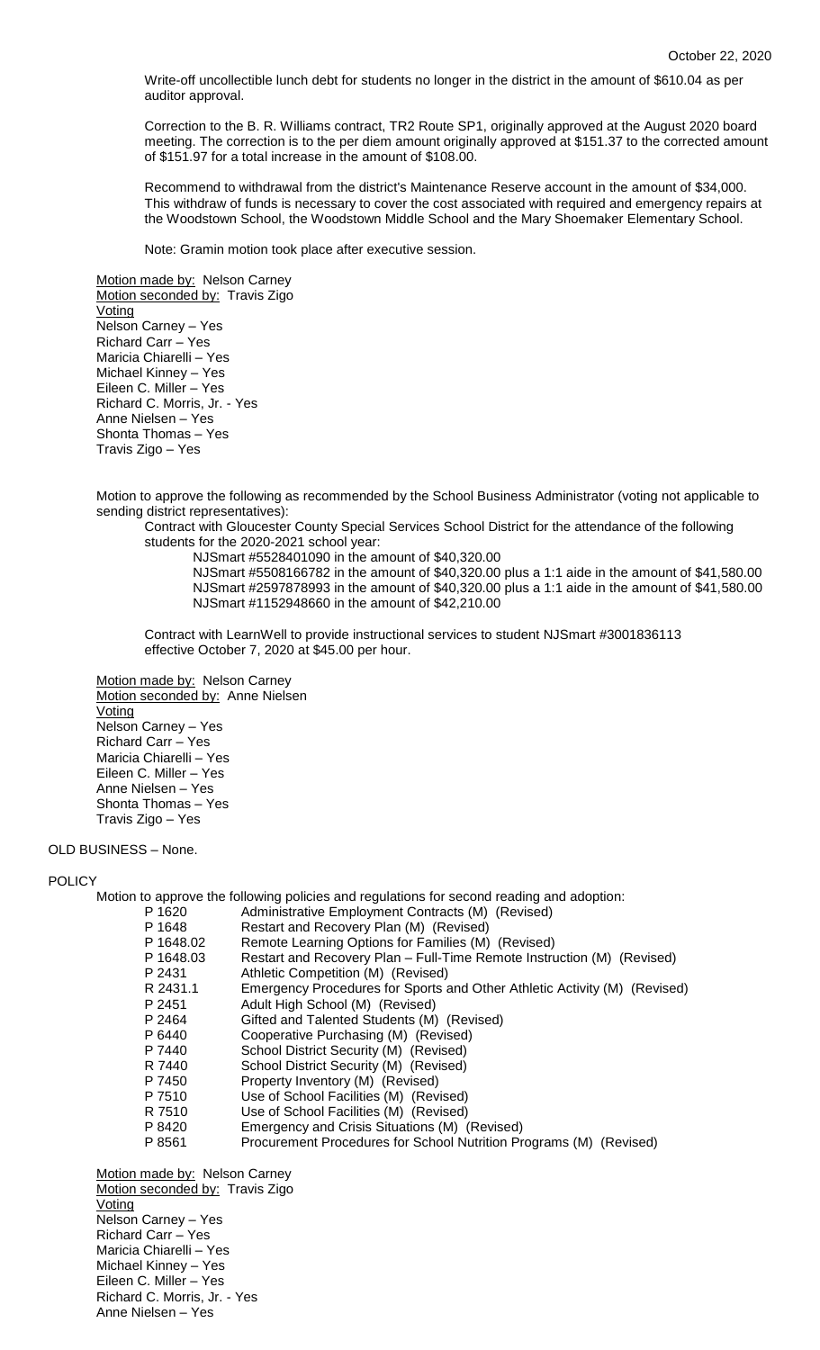Write-off uncollectible lunch debt for students no longer in the district in the amount of $610.04 as per auditor approval.

Correction to the B. R. Williams contract, TR2 Route SP1, originally approved at the August 2020 board meeting. The correction is to the per diem amount originally approved at $151.37 to the corrected amount of $151.97 for a total increase in the amount of $108.00.

Recommend to withdrawal from the district's Maintenance Reserve account in the amount of $34,000. This withdraw of funds is necessary to cover the cost associated with required and emergency repairs at the Woodstown School, the Woodstown Middle School and the Mary Shoemaker Elementary School.

Note: Gramin motion took place after executive session.

Motion made by: Nelson Carney
Motion seconded by: Travis Zigo
Voting
Nelson Carney – Yes
Richard Carr – Yes
Maricia Chiarelli – Yes
Michael Kinney – Yes
Eileen C. Miller – Yes
Richard C. Morris, Jr. - Yes
Anne Nielsen – Yes
Shonta Thomas – Yes
Travis Zigo – Yes

Motion to approve the following as recommended by the School Business Administrator (voting not applicable to sending district representatives):

Contract with Gloucester County Special Services School District for the attendance of the following students for the 2020-2021 school year:

NJSmart #5528401090 in the amount of $40,320.00
NJSmart #5508166782 in the amount of $40,320.00 plus a 1:1 aide in the amount of $41,580.00
NJSmart #2597878993 in the amount of $40,320.00 plus a 1:1 aide in the amount of $41,580.00
NJSmart #1152948660 in the amount of $42,210.00

Contract with LearnWell to provide instructional services to student NJSmart #3001836113 effective October 7, 2020 at $45.00 per hour.

Motion made by: Nelson Carney
Motion seconded by: Anne Nielsen
Voting
Nelson Carney – Yes
Richard Carr – Yes
Maricia Chiarelli – Yes
Eileen C. Miller – Yes
Anne Nielsen – Yes
Shonta Thomas – Yes
Travis Zigo – Yes

OLD BUSINESS – None.

POLICY

Motion to approve the following policies and regulations for second reading and adoption:

| | |
|---|---|
| P 1620 | Administrative Employment Contracts (M) (Revised) |
| P 1648 | Restart and Recovery Plan (M) (Revised) |
| P 1648.02 | Remote Learning Options for Families (M) (Revised) |
| P 1648.03 | Restart and Recovery Plan – Full-Time Remote Instruction (M) (Revised) |
| P 2431 | Athletic Competition (M) (Revised) |
| R 2431.1 | Emergency Procedures for Sports and Other Athletic Activity (M) (Revised) |
| P 2451 | Adult High School (M) (Revised) |
| P 2464 | Gifted and Talented Students (M) (Revised) |
| P 6440 | Cooperative Purchasing (M) (Revised) |
| P 7440 | School District Security (M) (Revised) |
| R 7440 | School District Security (M) (Revised) |
| P 7450 | Property Inventory (M) (Revised) |
| P 7510 | Use of School Facilities (M) (Revised) |
| R 7510 | Use of School Facilities (M) (Revised) |
| P 8420 | Emergency and Crisis Situations (M) (Revised) |
| P 8561 | Procurement Procedures for School Nutrition Programs (M) (Revised) |

Motion made by: Nelson Carney
Motion seconded by: Travis Zigo
Voting
Nelson Carney – Yes
Richard Carr – Yes
Maricia Chiarelli – Yes
Michael Kinney – Yes
Eileen C. Miller – Yes
Richard C. Morris, Jr. - Yes
Anne Nielsen – Yes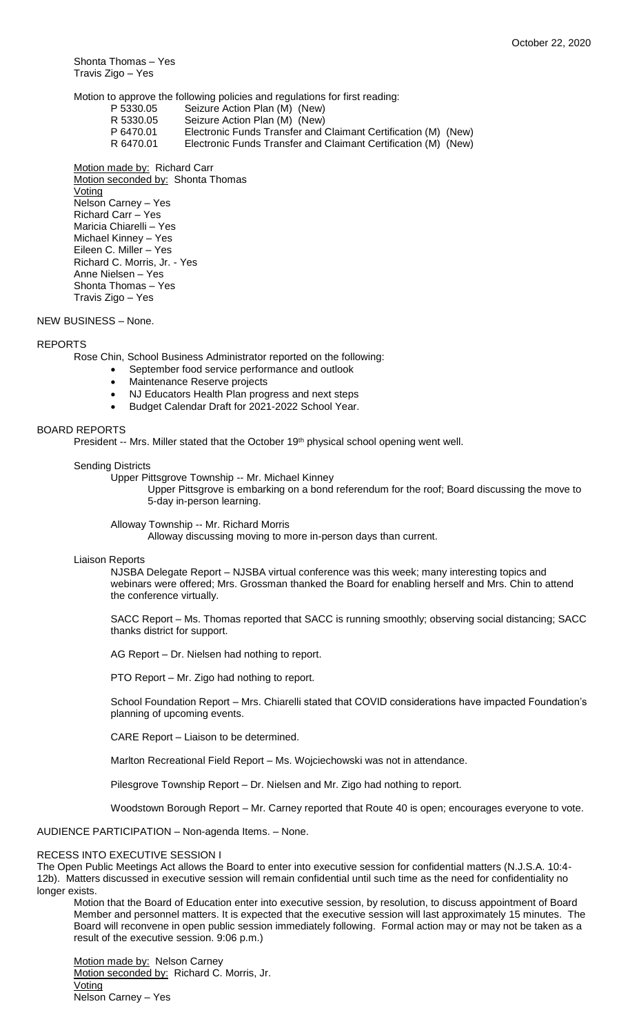Shonta Thomas – Yes
Travis Zigo – Yes

Motion to approve the following policies and regulations for first reading:

| | | |
|---|---|---|
| P 5330.05 | Seizure Action Plan (M) (New) | |
| R 5330.05 | Seizure Action Plan (M) (New) | |
| P 6470.01 | Electronic Funds Transfer and Claimant Certification (M) | (New) |
| R 6470.01 | Electronic Funds Transfer and Claimant Certification (M) | (New) |

Motion made by: Richard Carr
Motion seconded by: Shonta Thomas
Voting
Nelson Carney – Yes
Richard Carr – Yes
Maricia Chiarelli – Yes
Michael Kinney – Yes
Eileen C. Miller – Yes
Richard C. Morris, Jr. - Yes
Anne Nielsen – Yes
Shonta Thomas – Yes
Travis Zigo – Yes

NEW BUSINESS – None.

REPORTS

Rose Chin, School Business Administrator reported on the following:

- September food service performance and outlook
- Maintenance Reserve projects
- NJ Educators Health Plan progress and next steps
- Budget Calendar Draft for 2021-2022 School Year.

BOARD REPORTS

President -- Mrs. Miller stated that the October 19th physical school opening went well.

Sending Districts

Upper Pittsgrove Township -- Mr. Michael Kinney

Upper Pittsgrove is embarking on a bond referendum for the roof; Board discussing the move to 5-day in-person learning.

Alloway Township -- Mr. Richard Morris

Alloway discussing moving to more in-person days than current.

Liaison Reports

NJSBA Delegate Report – NJSBA virtual conference was this week; many interesting topics and webinars were offered; Mrs. Grossman thanked the Board for enabling herself and Mrs. Chin to attend the conference virtually.

SACC Report – Ms. Thomas reported that SACC is running smoothly; observing social distancing; SACC thanks district for support.

AG Report – Dr. Nielsen had nothing to report.

PTO Report – Mr. Zigo had nothing to report.

School Foundation Report – Mrs. Chiarelli stated that COVID considerations have impacted Foundation's planning of upcoming events.

CARE Report – Liaison to be determined.

Marlton Recreational Field Report – Ms. Wojciechowski was not in attendance.

Pilesgrove Township Report – Dr. Nielsen and Mr. Zigo had nothing to report.

Woodstown Borough Report – Mr. Carney reported that Route 40 is open; encourages everyone to vote.

AUDIENCE PARTICIPATION – Non-agenda Items. – None.

RECESS INTO EXECUTIVE SESSION I

The Open Public Meetings Act allows the Board to enter into executive session for confidential matters (N.J.S.A. 10:4-12b). Matters discussed in executive session will remain confidential until such time as the need for confidentiality no longer exists.

Motion that the Board of Education enter into executive session, by resolution, to discuss appointment of Board Member and personnel matters. It is expected that the executive session will last approximately 15 minutes. The Board will reconvene in open public session immediately following. Formal action may or may not be taken as a result of the executive session. 9:06 p.m.)

Motion made by: Nelson Carney
Motion seconded by: Richard C. Morris, Jr.
Voting
Nelson Carney – Yes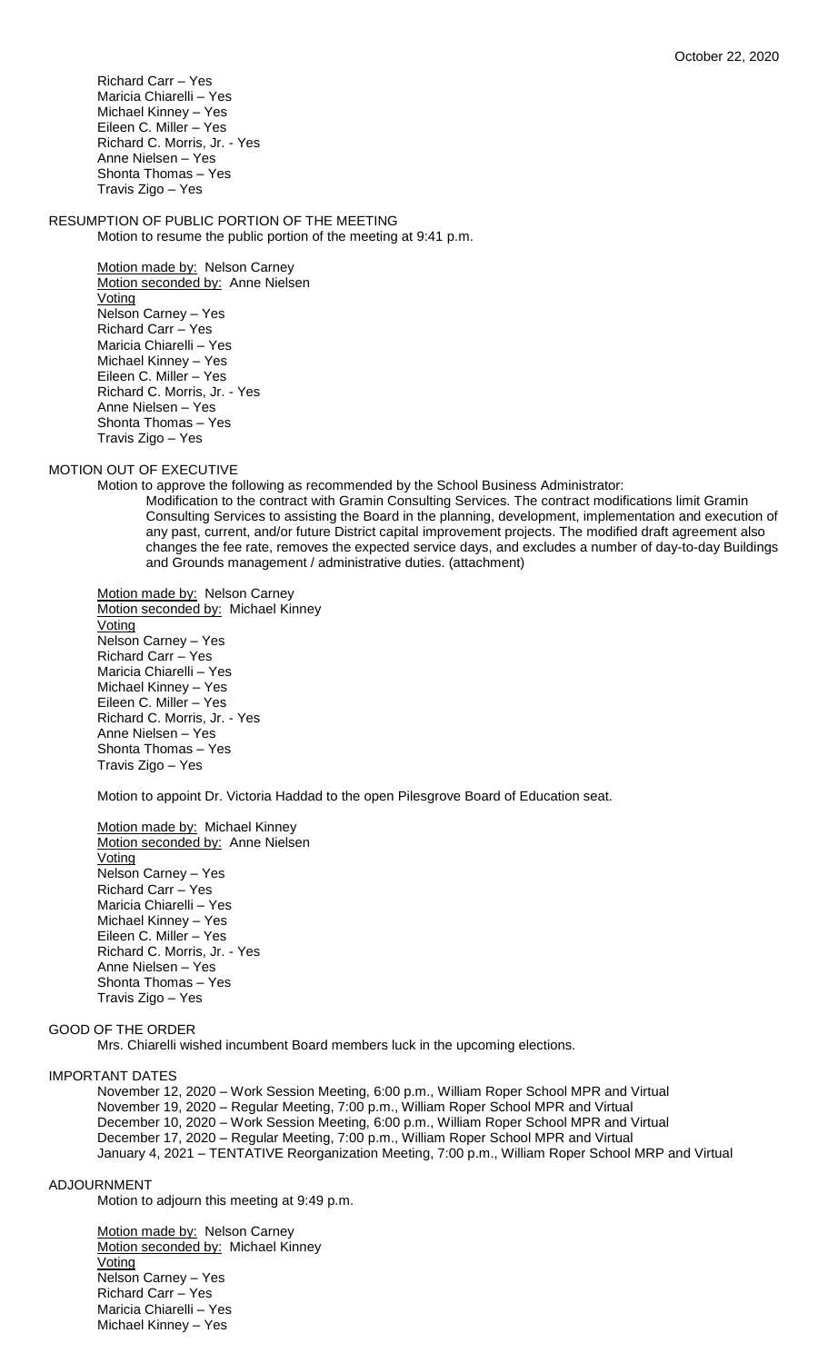Richard Carr – Yes
Maricia Chiarelli – Yes
Michael Kinney – Yes
Eileen C. Miller – Yes
Richard C. Morris, Jr. - Yes
Anne Nielsen – Yes
Shonta Thomas – Yes
Travis Zigo – Yes

RESUMPTION OF PUBLIC PORTION OF THE MEETING

Motion to resume the public portion of the meeting at 9:41 p.m.

Motion made by: Nelson Carney
Motion seconded by: Anne Nielsen
Voting
Nelson Carney – Yes
Richard Carr – Yes
Maricia Chiarelli – Yes
Michael Kinney – Yes
Eileen C. Miller – Yes
Richard C. Morris, Jr. - Yes
Anne Nielsen – Yes
Shonta Thomas – Yes
Travis Zigo – Yes

MOTION OUT OF EXECUTIVE

Motion to approve the following as recommended by the School Business Administrator:

Modification to the contract with Gramin Consulting Services. The contract modifications limit Gramin Consulting Services to assisting the Board in the planning, development, implementation and execution of any past, current, and/or future District capital improvement projects. The modified draft agreement also changes the fee rate, removes the expected service days, and excludes a number of day-to-day Buildings and Grounds management / administrative duties. (attachment)

Motion made by: Nelson Carney
Motion seconded by: Michael Kinney
Voting
Nelson Carney – Yes
Richard Carr – Yes
Maricia Chiarelli – Yes
Michael Kinney – Yes
Eileen C. Miller – Yes
Richard C. Morris, Jr. - Yes
Anne Nielsen – Yes
Shonta Thomas – Yes
Travis Zigo – Yes

Motion to appoint Dr. Victoria Haddad to the open Pilesgrove Board of Education seat.

Motion made by: Michael Kinney
Motion seconded by: Anne Nielsen
Voting
Nelson Carney – Yes
Richard Carr – Yes
Maricia Chiarelli – Yes
Michael Kinney – Yes
Eileen C. Miller – Yes
Richard C. Morris, Jr. - Yes
Anne Nielsen – Yes
Shonta Thomas – Yes
Travis Zigo – Yes

GOOD OF THE ORDER

Mrs. Chiarelli wished incumbent Board members luck in the upcoming elections.

IMPORTANT DATES

November 12, 2020 – Work Session Meeting, 6:00 p.m., William Roper School MPR and Virtual
November 19, 2020 – Regular Meeting, 7:00 p.m., William Roper School MPR and Virtual
December 10, 2020 – Work Session Meeting, 6:00 p.m., William Roper School MPR and Virtual
December 17, 2020 – Regular Meeting, 7:00 p.m., William Roper School MPR and Virtual
January 4, 2021 – TENTATIVE Reorganization Meeting, 7:00 p.m., William Roper School MRP and Virtual

ADJOURNMENT

Motion to adjourn this meeting at 9:49 p.m.

Motion made by: Nelson Carney
Motion seconded by: Michael Kinney
Voting
Nelson Carney – Yes
Richard Carr – Yes
Maricia Chiarelli – Yes
Michael Kinney – Yes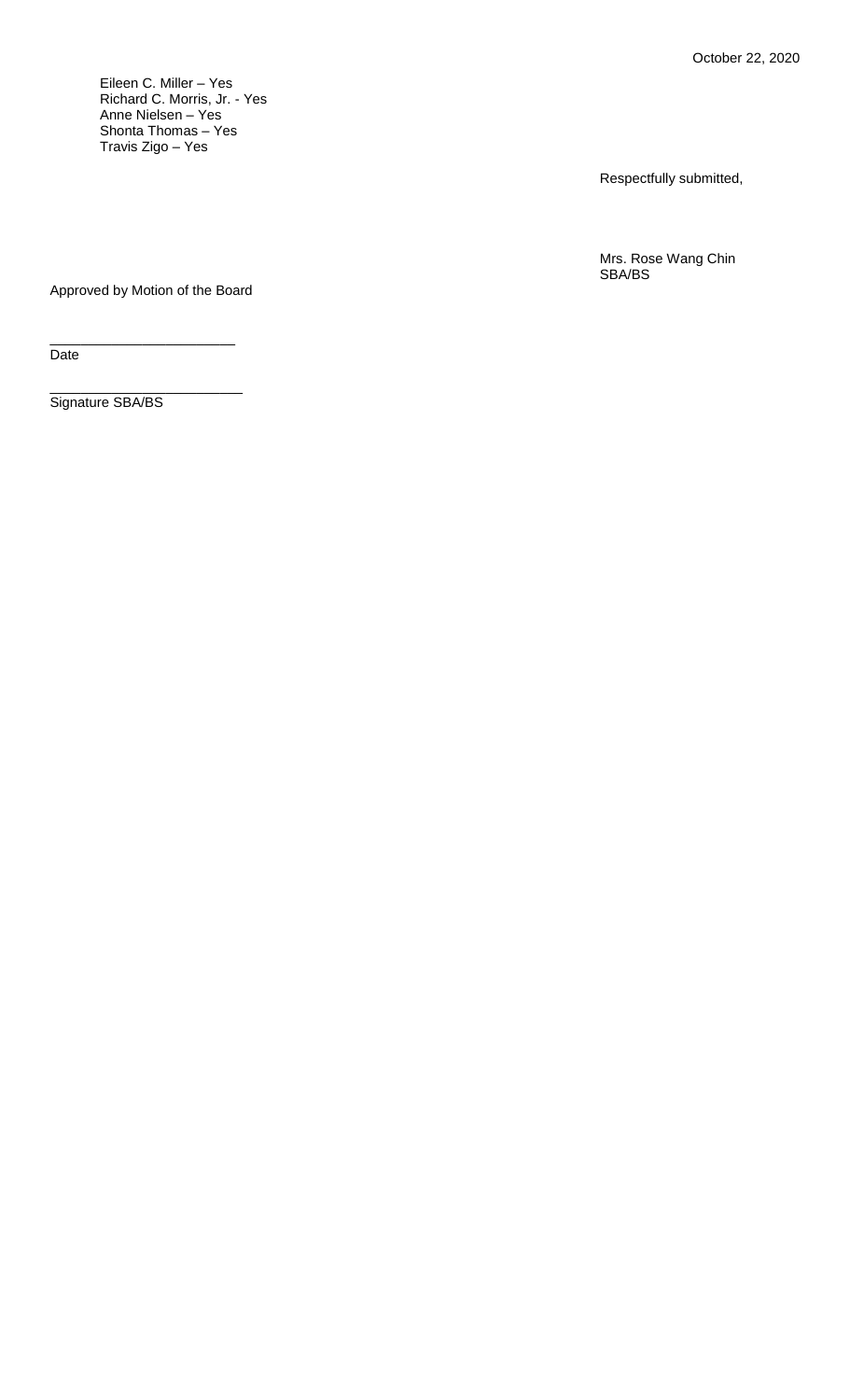Eileen C. Miller – Yes
Richard C. Morris, Jr. - Yes
Anne Nielsen – Yes
Shonta Thomas – Yes
Travis Zigo – Yes

Respectfully submitted,

Mrs. Rose Wang Chin
SBA/BS

Approved by Motion of the Board

\_\_\_\_\_\_\_\_\_\_\_\_\_\_\_\_\_\_\_\_\_\_\_\_
Date

\_\_\_\_\_\_\_\_\_\_\_\_\_\_\_\_\_\_\_\_\_\_\_\_
Signature SBA/BS